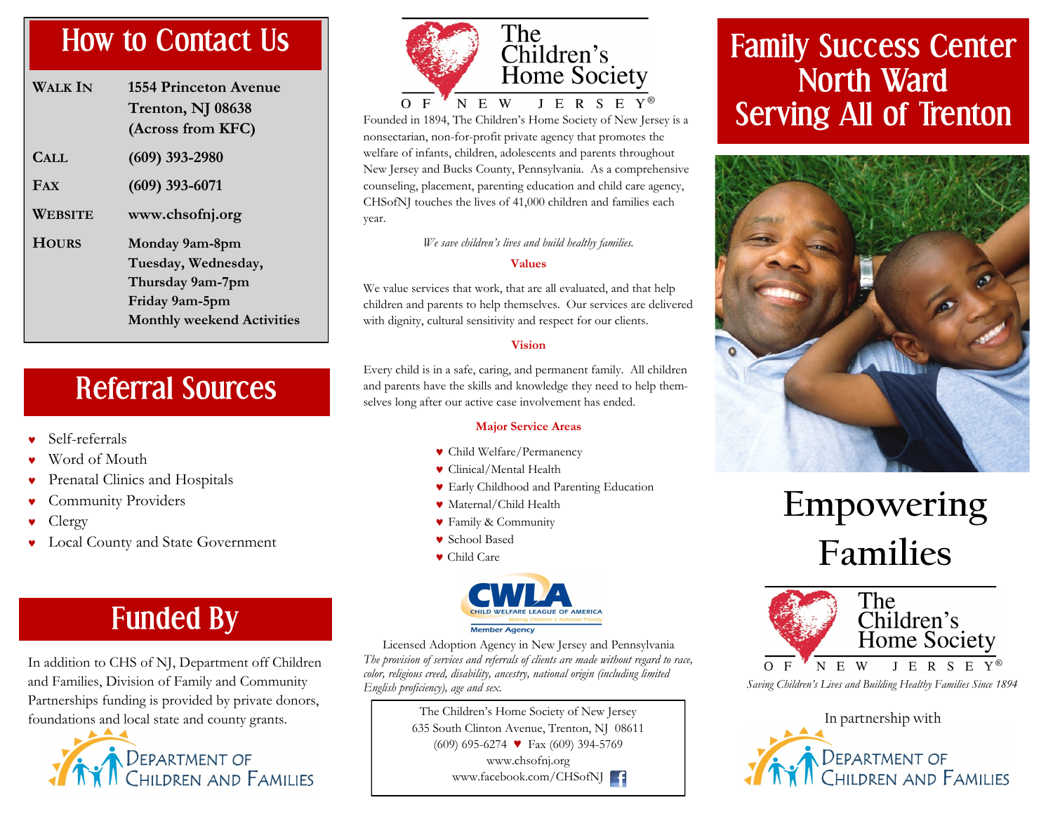## How to Contact Us

| | |
|---|---|
| **Walk In** | **1554 Princeton Avenue Trenton, NJ 08638 (Across from KFC)** |
| **Call** | **(609) 393-2980** |
| **Fax** | **(609) 393-6071** |
| **Website** | **www.chsofnj.org** |
| **Hours** | **Monday 9am-8pm Tuesday, Wednesday, Thursday 9am-7pm Friday 9am-5pm Monthly weekend Activities** |

## Referral Sources

- Self-referrals
- Word of Mouth
- Prenatal Clinics and Hospitals
- Community Providers
- Clergy
- Local County and State Government

## Funded By

In addition to CHS of NJ, Department off Children and Families, Division of Family and Community Partnerships funding is provided by private donors, foundations and local state and county grants.

Department of Children and Families

The Children's Home Society of New Jersey®

Founded in 1894, The Children's Home Society of New Jersey is a nonsectarian, non-for-profit private agency that promotes the welfare of infants, children, adolescents and parents throughout New Jersey and Bucks County, Pennsylvania. As a comprehensive counseling, placement, parenting education and child care agency, CHSofNJ touches the lives of 41,000 children and families each year.

*We save children's lives and build healthy families.*

**Values**

We value services that work, that are all evaluated, and that help children and parents to help themselves. Our services are delivered with dignity, cultural sensitivity and respect for our clients.

**Vision**

Every child is in a safe, caring, and permanent family. All children and parents have the skills and knowledge they need to help themselves long after our active case involvement has ended.

**Major Service Areas**

- Child Welfare/Permanency
- Clinical/Mental Health
- Early Childhood and Parenting Education
- Maternal/Child Health
- Family & Community
- School Based
- Child Care

CWLA Child Welfare League of America — Making Children a National Priority — Member Agency

Licensed Adoption Agency in New Jersey and Pennsylvania

*The provision of services and referrals of clients are made without regard to race, color, religious creed, disability, ancestry, national origin (including limited English proficiency), age and sex.*

The Children's Home Society of New Jersey
635 South Clinton Avenue, Trenton, NJ 08611
(609) 695-6274 ♥ Fax (609) 394-5769
www.chsofnj.org
www.facebook.com/CHSofNJ

# Family Success Center North Ward Serving All of Trenton

# Empowering Families

The Children's Home Society of New Jersey®

*Saving Children's Lives and Building Healthy Families Since 1894*

In partnership with

Department of Children and Families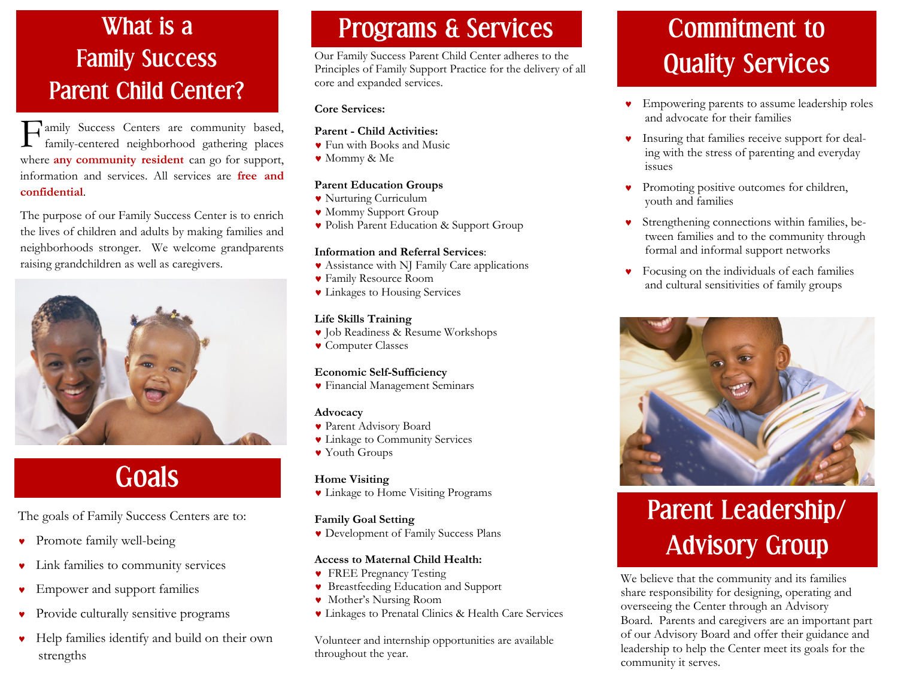# What is a Family Success Parent Child Center?

Family Success Centers are community based, family-centered neighborhood gathering places where **any community resident** can go for support, information and services. All services are **free and confidential**.

The purpose of our Family Success Center is to enrich the lives of children and adults by making families and neighborhoods stronger. We welcome grandparents raising grandchildren as well as caregivers.

# Goals

The goals of Family Success Centers are to:

- Promote family well-being
- Link families to community services
- Empower and support families
- Provide culturally sensitive programs
- Help families identify and build on their own strengths

# Programs & Services

Our Family Success Parent Child Center adheres to the Principles of Family Support Practice for the delivery of all core and expanded services.

**Core Services:**

**Parent - Child Activities:**
- Fun with Books and Music
- Mommy & Me

**Parent Education Groups**
- Nurturing Curriculum
- Mommy Support Group
- Polish Parent Education & Support Group

**Information and Referral Services**:
- Assistance with NJ Family Care applications
- Family Resource Room
- Linkages to Housing Services

**Life Skills Training**
- Job Readiness & Resume Workshops
- Computer Classes

**Economic Self-Sufficiency**
- Financial Management Seminars

**Advocacy**
- Parent Advisory Board
- Linkage to Community Services
- Youth Groups

**Home Visiting**
- Linkage to Home Visiting Programs

**Family Goal Setting**
- Development of Family Success Plans

**Access to Maternal Child Health:**
- FREE Pregnancy Testing
- Breastfeeding Education and Support
- Mother's Nursing Room
- Linkages to Prenatal Clinics & Health Care Services

Volunteer and internship opportunities are available throughout the year.

# Commitment to Quality Services

- Empowering parents to assume leadership roles and advocate for their families
- Insuring that families receive support for dealing with the stress of parenting and everyday issues
- Promoting positive outcomes for children, youth and families
- Strengthening connections within families, between families and to the community through formal and informal support networks
- Focusing on the individuals of each families and cultural sensitivities of family groups

# Parent Leadership/ Advisory Group

We believe that the community and its families share responsibility for designing, operating and overseeing the Center through an Advisory Board. Parents and caregivers are an important part of our Advisory Board and offer their guidance and leadership to help the Center meet its goals for the community it serves.